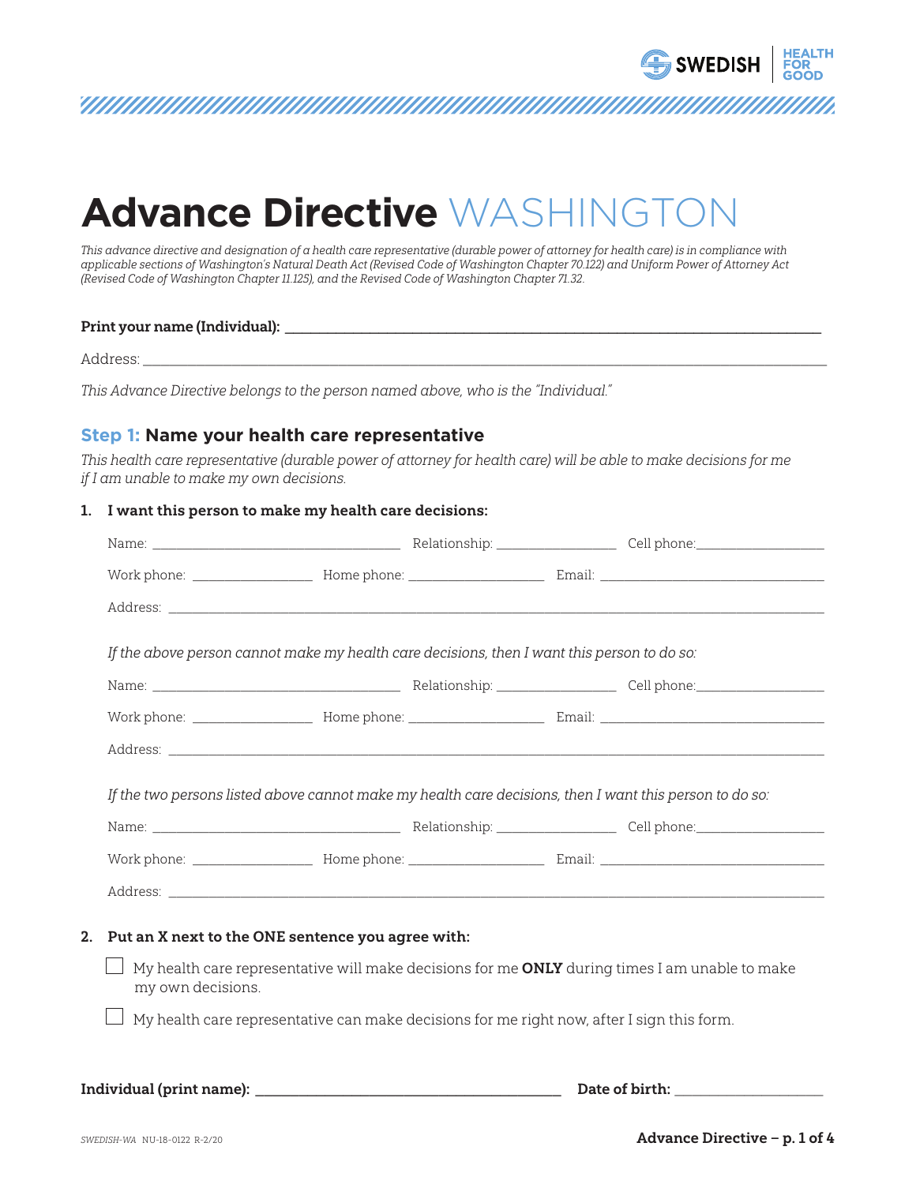# Advance Directive WASHINGTON

*This advance directive and designation of a health care representative (durable power of attorney for health care) is in compliance with applicable sections of Washington's Natural Death Act (Revised Code of Washington Chapter 70.122) and Uniform Power of Attorney Act (Revised Code of Washington Chapter 11.125), and the Revised Code of Washington Chapter 71.32.*

**Print your name (Individual):** ______________________________________________

Address: ______________________________________________

*This Advance Directive belongs to the person named above, who is the "Individual."*

## Step 1: Name your health care representative

*This health care representative (durable power of attorney for health care) will be able to make decisions for me if I am unable to make my own decisions.*

**1. I want this person to make my health care decisions:**

Name: ____________________ Relationship: ____________ Cell phone: ____________

Work phone: ____________ Home phone: ____________ Email: ____________________

Address: ______________________________________________

*If the above person cannot make my health care decisions, then I want this person to do so:*

Name: ____________________ Relationship: ____________ Cell phone: ____________

Work phone: ____________ Home phone: ____________ Email: ____________________

Address: ______________________________________________

*If the two persons listed above cannot make my health care decisions, then I want this person to do so:*

Name: ____________________ Relationship: ____________ Cell phone: ____________

Work phone: ____________ Home phone: ____________ Email: ____________________

Address: ______________________________________________

**2. Put an X next to the ONE sentence you agree with:**

- ☐ My health care representative will make decisions for me **ONLY** during times I am unable to make my own decisions.
- ☐ My health care representative can make decisions for me right now, after I sign this form.

**Individual (print name):** ______________________________ **Date of birth:** ____________

SWEDISH-WA NU-18-0122 R-2/20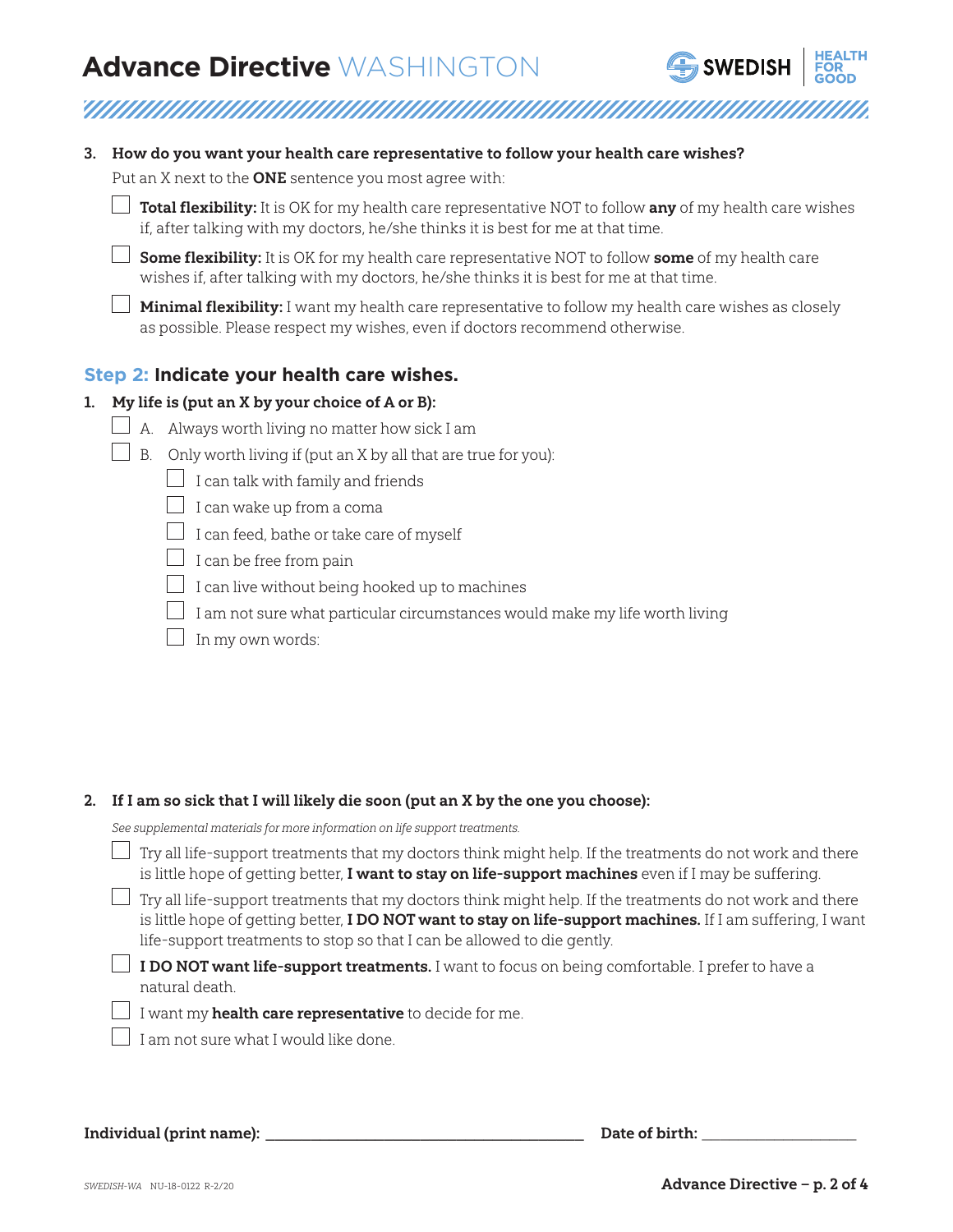3. **How do you want your health care representative to follow your health care wishes?**

   Put an X next to the **ONE** sentence you most agree with:

   - ☐ **Total flexibility:** It is OK for my health care representative NOT to follow **any** of my health care wishes if, after talking with my doctors, he/she thinks it is best for me at that time.
   - ☐ **Some flexibility:** It is OK for my health care representative NOT to follow **some** of my health care wishes if, after talking with my doctors, he/she thinks it is best for me at that time.
   - ☐ **Minimal flexibility:** I want my health care representative to follow my health care wishes as closely as possible. Please respect my wishes, even if doctors recommend otherwise.

## Step 2: Indicate your health care wishes.

1. **My life is (put an X by your choice of A or B):**
   - ☐ A. Always worth living no matter how sick I am
   - ☐ B. Only worth living if (put an X by all that are true for you):
     - ☐ I can talk with family and friends
     - ☐ I can wake up from a coma
     - ☐ I can feed, bathe or take care of myself
     - ☐ I can be free from pain
     - ☐ I can live without being hooked up to machines
     - ☐ I am not sure what particular circumstances would make my life worth living
     - ☐ In my own words:

2. **If I am so sick that I will likely die soon (put an X by the one you choose):**

   *See supplemental materials for more information on life support treatments.*

   - ☐ Try all life-support treatments that my doctors think might help. If the treatments do not work and there is little hope of getting better, **I want to stay on life-support machines** even if I may be suffering.
   - ☐ Try all life-support treatments that my doctors think might help. If the treatments do not work and there is little hope of getting better, **I DO NOT want to stay on life-support machines.** If I am suffering, I want life-support treatments to stop so that I can be allowed to die gently.
   - ☐ **I DO NOT want life-support treatments.** I want to focus on being comfortable. I prefer to have a natural death.
   - ☐ I want my **health care representative** to decide for me.
   - ☐ I am not sure what I would like done.

**Individual (print name):** ______________________________ **Date of birth:** ________________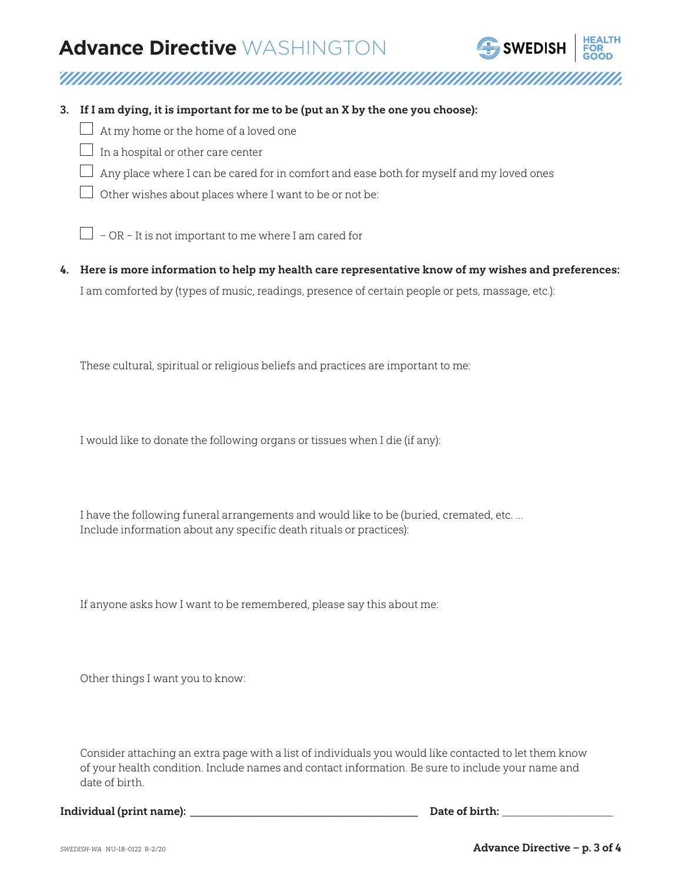3. **If I am dying, it is important for me to be (put an X by the one you choose):**

   ☐ At my home or the home of a loved one

   ☐ In a hospital or other care center

   ☐ Any place where I can be cared for in comfort and ease both for myself and my loved ones

   ☐ Other wishes about places where I want to be or not be:

   ☐ – OR – It is not important to me where I am cared for

4. **Here is more information to help my health care representative know of my wishes and preferences:**

   I am comforted by (types of music, readings, presence of certain people or pets, massage, etc.):

   These cultural, spiritual or religious beliefs and practices are important to me:

   I would like to donate the following organs or tissues when I die (if any):

   I have the following funeral arrangements and would like to be (buried, cremated, etc. ... Include information about any specific death rituals or practices):

   If anyone asks how I want to be remembered, please say this about me:

   Other things I want you to know:

   Consider attaching an extra page with a list of individuals you would like contacted to let them know of your health condition. Include names and contact information. Be sure to include your name and date of birth.

**Individual (print name):** ______________________________ **Date of birth:** ____________________

*SWEDISH-WA* NU-18-0122 R-2/20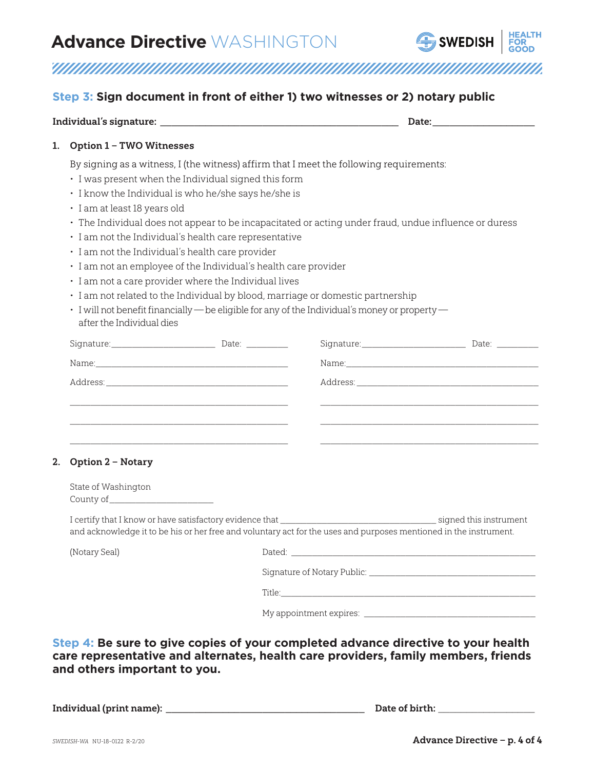**Step 3: Sign document in front of either 1) two witnesses or 2) notary public**

**Individual's signature:** ______________________________ **Date:** ______________

1. **Option 1 – TWO Witnesses**

   By signing as a witness, I (the witness) affirm that I meet the following requirements:

   - I was present when the Individual signed this form
   - I know the Individual is who he/she says he/she is
   - I am at least 18 years old
   - The Individual does not appear to be incapacitated or acting under fraud, undue influence or duress
   - I am not the Individual's health care representative
   - I am not the Individual's health care provider
   - I am not an employee of the Individual's health care provider
   - I am not a care provider where the Individual lives
   - I am not related to the Individual by blood, marriage or domestic partnership
   - I will not benefit financially — be eligible for any of the Individual's money or property — after the Individual dies

   Signature: ____________________ Date: __________

   Name: ______________________________

   Address: ______________________________

   ______________________________

   ______________________________

   ______________________________

   Signature: ____________________ Date: __________

   Name: ______________________________

   Address: ______________________________

   ______________________________

   ______________________________

   ______________________________

2. **Option 2 – Notary**

   State of Washington
   County of ____________________

   I certify that I know or have satisfactory evidence that ______________________ signed this instrument and acknowledge it to be his or her free and voluntary act for the uses and purposes mentioned in the instrument.

   (Notary Seal)

   Dated: ______________________________

   Signature of Notary Public: ______________________________

   Title: ______________________________

   My appointment expires: ______________________________

**Step 4: Be sure to give copies of your completed advance directive to your health care representative and alternates, health care providers, family members, friends and others important to you.**

**Individual (print name):** ______________________________ **Date of birth:** ______________

SWEDISH-WA NU-18-0122 R-2/20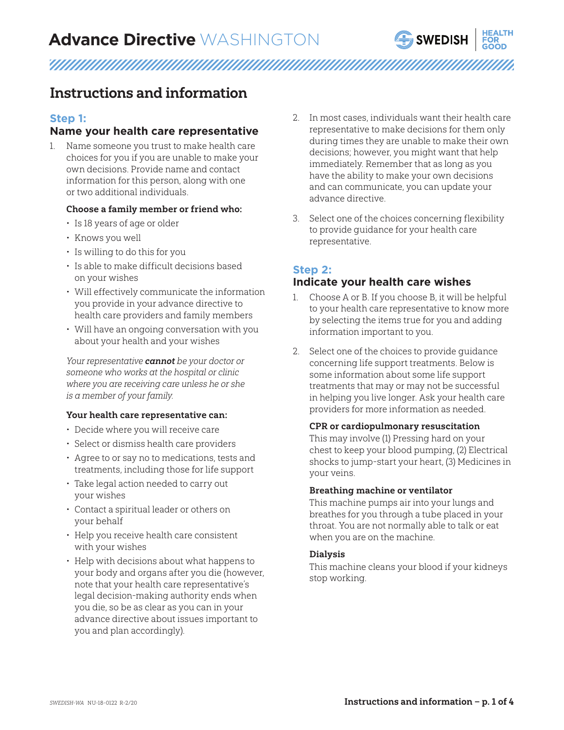# Advance Directive WASHINGTON

## Instructions and information

### Step 1:
### Name your health care representative

1. Name someone you trust to make health care choices for you if you are unable to make your own decisions. Provide name and contact information for this person, along with one or two additional individuals.

   **Choose a family member or friend who:**

   - Is 18 years of age or older
   - Knows you well
   - Is willing to do this for you
   - Is able to make difficult decisions based on your wishes
   - Will effectively communicate the information you provide in your advance directive to health care providers and family members
   - Will have an ongoing conversation with you about your health and your wishes

   *Your representative **cannot** be your doctor or someone who works at the hospital or clinic where you are receiving care unless he or she is a member of your family.*

   **Your health care representative can:**

   - Decide where you will receive care
   - Select or dismiss health care providers
   - Agree to or say no to medications, tests and treatments, including those for life support
   - Take legal action needed to carry out your wishes
   - Contact a spiritual leader or others on your behalf
   - Help you receive health care consistent with your wishes
   - Help with decisions about what happens to your body and organs after you die (however, note that your health care representative's legal decision-making authority ends when you die, so be as clear as you can in your advance directive about issues important to you and plan accordingly).

2. In most cases, individuals want their health care representative to make decisions for them only during times they are unable to make their own decisions; however, you might want that help immediately. Remember that as long as you have the ability to make your own decisions and can communicate, you can update your advance directive.

3. Select one of the choices concerning flexibility to provide guidance for your health care representative.

### Step 2:
### Indicate your health care wishes

1. Choose A or B. If you choose B, it will be helpful to your health care representative to know more by selecting the items true for you and adding information important to you.

2. Select one of the choices to provide guidance concerning life support treatments. Below is some information about some life support treatments that may or may not be successful in helping you live longer. Ask your health care providers for more information as needed.

   **CPR or cardiopulmonary resuscitation**
   This may involve (1) Pressing hard on your chest to keep your blood pumping, (2) Electrical shocks to jump-start your heart, (3) Medicines in your veins.

   **Breathing machine or ventilator**
   This machine pumps air into your lungs and breathes for you through a tube placed in your throat. You are not normally able to talk or eat when you are on the machine.

   **Dialysis**
   This machine cleans your blood if your kidneys stop working.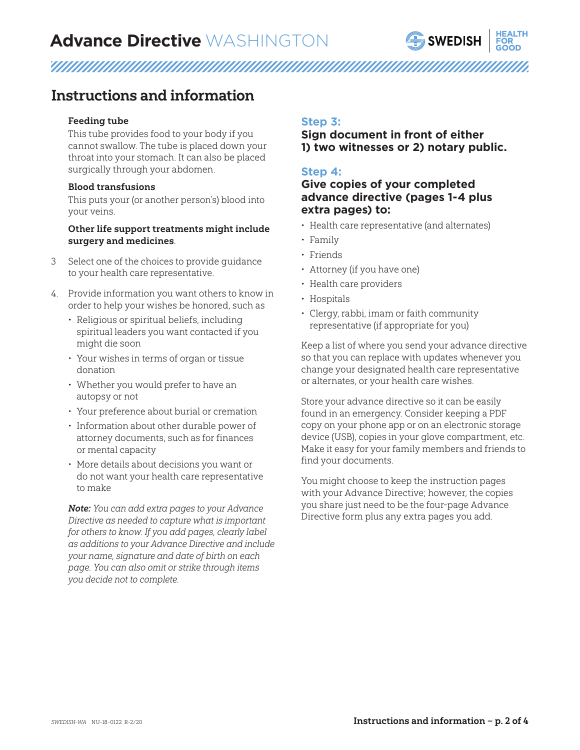# Advance Directive WASHINGTON

## Instructions and information

**Feeding tube**

This tube provides food to your body if you cannot swallow. The tube is placed down your throat into your stomach. It can also be placed surgically through your abdomen.

**Blood transfusions**

This puts your (or another person's) blood into your veins.

**Other life support treatments might include surgery and medicines**.

3 Select one of the choices to provide guidance to your health care representative.

4. Provide information you want others to know in order to help your wishes be honored, such as
   - Religious or spiritual beliefs, including spiritual leaders you want contacted if you might die soon
   - Your wishes in terms of organ or tissue donation
   - Whether you would prefer to have an autopsy or not
   - Your preference about burial or cremation
   - Information about other durable power of attorney documents, such as for finances or mental capacity
   - More details about decisions you want or do not want your health care representative to make

***Note:*** *You can add extra pages to your Advance Directive as needed to capture what is important for others to know. If you add pages, clearly label as additions to your Advance Directive and include your name, signature and date of birth on each page. You can also omit or strike through items you decide not to complete.*

### Step 3:
**Sign document in front of either 1) two witnesses or 2) notary public.**

### Step 4:
**Give copies of your completed advance directive (pages 1-4 plus extra pages) to:**

- Health care representative (and alternates)
- Family
- Friends
- Attorney (if you have one)
- Health care providers
- Hospitals
- Clergy, rabbi, imam or faith community representative (if appropriate for you)

Keep a list of where you send your advance directive so that you can replace with updates whenever you change your designated health care representative or alternates, or your health care wishes.

Store your advance directive so it can be easily found in an emergency. Consider keeping a PDF copy on your phone app or on an electronic storage device (USB), copies in your glove compartment, etc. Make it easy for your family members and friends to find your documents.

You might choose to keep the instruction pages with your Advance Directive; however, the copies you share just need to be the four-page Advance Directive form plus any extra pages you add.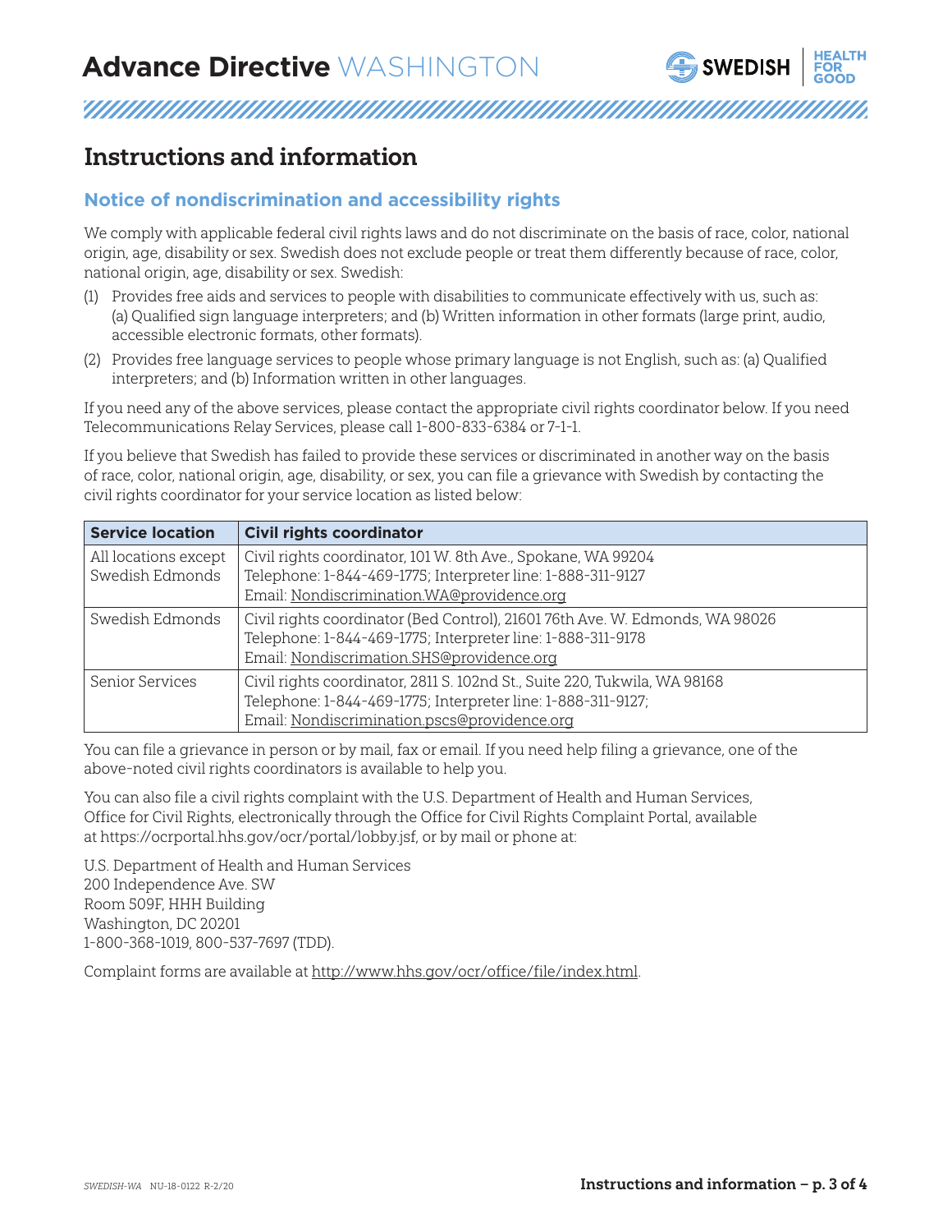## Instructions and information

### Notice of nondiscrimination and accessibility rights

We comply with applicable federal civil rights laws and do not discriminate on the basis of race, color, national origin, age, disability or sex. Swedish does not exclude people or treat them differently because of race, color, national origin, age, disability or sex. Swedish:

(1) Provides free aids and services to people with disabilities to communicate effectively with us, such as: (a) Qualified sign language interpreters; and (b) Written information in other formats (large print, audio, accessible electronic formats, other formats).

(2) Provides free language services to people whose primary language is not English, such as: (a) Qualified interpreters; and (b) Information written in other languages.

If you need any of the above services, please contact the appropriate civil rights coordinator below. If you need Telecommunications Relay Services, please call 1-800-833-6384 or 7-1-1.

If you believe that Swedish has failed to provide these services or discriminated in another way on the basis of race, color, national origin, age, disability, or sex, you can file a grievance with Swedish by contacting the civil rights coordinator for your service location as listed below:

| Service location | Civil rights coordinator |
|---|---|
| All locations except Swedish Edmonds | Civil rights coordinator, 101 W. 8th Ave., Spokane, WA 99204<br>Telephone: 1-844-469-1775; Interpreter line: 1-888-311-9127<br>Email: Nondiscrimination.WA@providence.org |
| Swedish Edmonds | Civil rights coordinator (Bed Control), 21601 76th Ave. W. Edmonds, WA 98026<br>Telephone: 1-844-469-1775; Interpreter line: 1-888-311-9178<br>Email: Nondiscrmation.SHS@providence.org |
| Senior Services | Civil rights coordinator, 2811 S. 102nd St., Suite 220, Tukwila, WA 98168<br>Telephone: 1-844-469-1775; Interpreter line: 1-888-311-9127;<br>Email: Nondiscrimination.pscs@providence.org |

You can file a grievance in person or by mail, fax or email. If you need help filing a grievance, one of the above-noted civil rights coordinators is available to help you.

You can also file a civil rights complaint with the U.S. Department of Health and Human Services, Office for Civil Rights, electronically through the Office for Civil Rights Complaint Portal, available at https://ocrportal.hhs.gov/ocr/portal/lobby.jsf, or by mail or phone at:

U.S. Department of Health and Human Services
200 Independence Ave. SW
Room 509F, HHH Building
Washington, DC 20201
1-800-368-1019, 800-537-7697 (TDD).

Complaint forms are available at http://www.hhs.gov/ocr/office/file/index.html.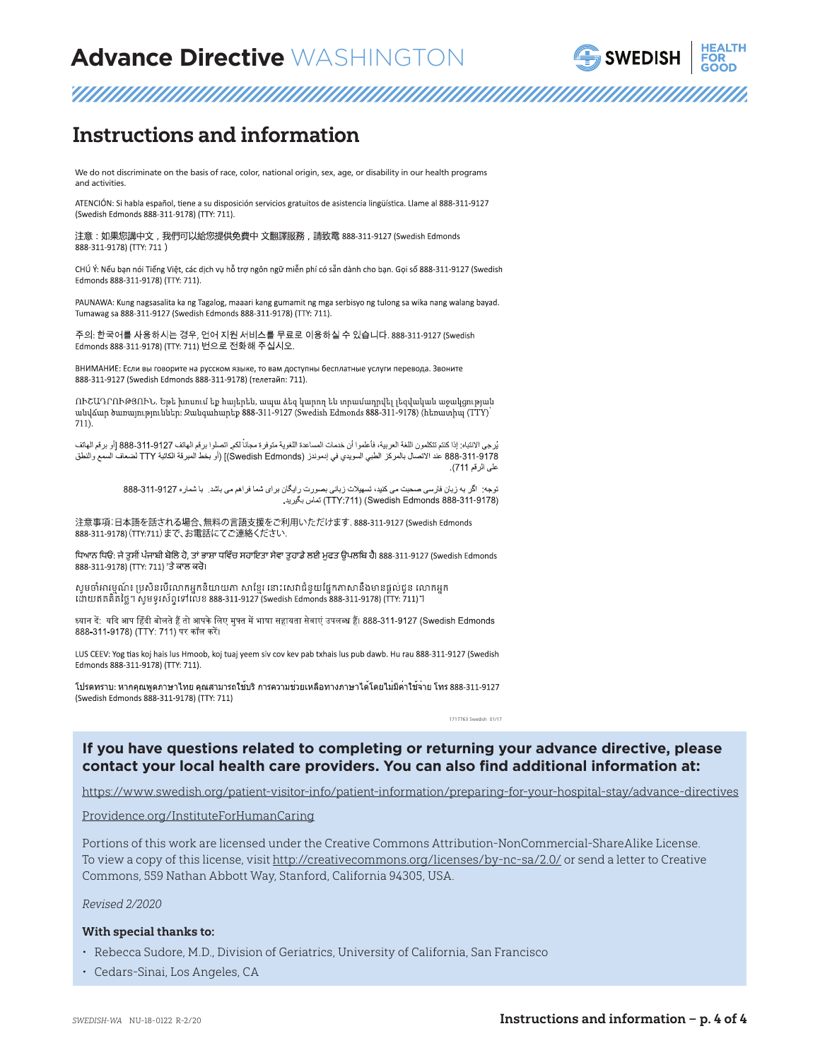## Instructions and information

We do not discriminate on the basis of race, color, national origin, sex, age, or disability in our health programs and activities.

ATENCIÓN: Si habla español, tiene a su disposición servicios gratuitos de asistencia lingüística. Llame al 888-311-9127 (Swedish Edmonds 888-311-9178) (TTY: 711).

注意：如果您講中文，我們可以給您提供免費中 文翻譯服務，請致電 888-311-9127 (Swedish Edmonds 888-311-9178) (TTY: 711 )

CHÚ Ý: Nếu bạn nói Tiếng Việt, các dịch vụ hỗ trợ ngôn ngữ miễn phí có sẵn dành cho bạn. Gọi số 888-311-9127 (Swedish Edmonds 888-311-9178) (TTY: 711).

PAUNAWA: Kung nagsasalita ka ng Tagalog, maaari kang gumamit ng mga serbisyo ng tulong sa wika nang walang bayad. Tumawag sa 888-311-9127 (Swedish Edmonds 888-311-9178) (TTY: 711).

주의: 한국어를 사용하시는 경우, 언어 지원 서비스를 무료로 이용하실 수 있습니다. 888-311-9127 (Swedish Edmonds 888-311-9178) (TTY: 711) 번으로 전화해 주십시오.

ВНИМАНИЕ: Если вы говорите на русском языке, то вам доступны бесплатные услуги перевода. Звоните 888-311-9127 (Swedish Edmonds 888-311-9178) (телетайп: 711).

ՈՒՇԱԴՐՈՒԹՅՈՒՆ. Եթե խոսում եք հայերեն, ապա ձեզ կարող են տրամադրվել լեզվական աջակցության անվճար ծառայություններ: Զանգահարեք 888-311-9127 (Swedish Edmonds 888-311-9178) (հեռատիպ (TTY) 711).

يُرجى الانتباه: إذا كنتم تتكلمون اللغة العربية، فأعلموا أن خدمات المساعدة اللغوية متوفرة مجاناً لكم. اتصلوا برقم الهاتف 888-311-9127 [أو برقم الهاتف 888-311-9178 عند الاتصال بالمركز الطبي السويدي في إدمونذ (Swedish Edmonds)] (أو بخط المبرقة الكاتبة TTY لضعاف السمع والنطق على الرقم 711).

توجه: اگر به زبان فارسی صحبت می کنید، تسهیلات زبانی بصورت رایگان برای شما فراهم می باشد. با شماره 888-311-9127 (Swedish Edmonds 888-311-9178) (TTY:711) تماس بگیرید.

注意事項：日本語を話される場合、無料の言語支援をご利用いただけます. 888-311-9127 (Swedish Edmonds 888-311-9178) (TTY:711) まで、お電話にてご連絡ください.

ਧਿਆਨ ਦਿਓ: ਜੇ ਤੁਸੀਂ ਪੰਜਾਬੀ ਬੋਲਦੇ ਹੋ, ਤਾਂ ਭਾਸ਼ਾ ਵਿੱਚ ਸਹਾਇਤਾ ਸੇਵਾ ਤੁਹਾਡੇ ਲਈ ਮੁਫਤ ਉਪਲਬਧ ਹੈ। 888-311-9127 (Swedish Edmonds 888-311-9178) (TTY: 711) 'ਤੇ ਕਾਲ ਕਰੋ।

សូមចាំអារម្មណ៍៖ ប្រសិនបើលោកអ្នកនិយាយភាសា ខ្មែរ នោះសេវាជំនួយផ្នែកភាសានឹងមានផ្តល់ជូន លោកអ្នក ដោយឥតគិតថ្លៃ។ សូមទូរស័ព្ទទៅលេខ 888-311-9127 (Swedish Edmonds 888-311-9178) (TTY: 711)។

ध्यान दें: यदि आप हिंदी बोलते हैं तो आपके लिए मुफ्त में भाषा सहायता सेवाएं उपलब्ध हैं। 888-311-9127 (Swedish Edmonds 888-311-9178) (TTY: 711) पर कॉल करें।

LUS CEEV: Yog tias koj hais lus Hmoob, koj tuaj yeem siv cov kev pab txhais lus pub dawb. Hu rau 888-311-9127 (Swedish Edmonds 888-311-9178) (TTY: 711).

โปรดทราบ: หากคุณพูดภาษาไทย คุณสามารถใช้บริ การความช่วยเหลือทางภาษาได้โดยไม่มีค่าใช้จ่าย โทร 888-311-9127 (Swedish Edmonds 888-311-9178) (TTY: 711)

1717763 Swedish 01/17

**If you have questions related to completing or returning your advance directive, please contact your local health care providers. You can also find additional information at:**

https://www.swedish.org/patient-visitor-info/patient-information/preparing-for-your-hospital-stay/advance-directives

Providence.org/InstituteForHumanCaring

Portions of this work are licensed under the Creative Commons Attribution-NonCommercial-ShareAlike License. To view a copy of this license, visit http://creativecommons.org/licenses/by-nc-sa/2.0/ or send a letter to Creative Commons, 559 Nathan Abbott Way, Stanford, California 94305, USA.

*Revised 2/2020*

**With special thanks to:**

- Rebecca Sudore, M.D., Division of Geriatrics, University of California, San Francisco
- Cedars-Sinai, Los Angeles, CA

*SWEDISH-WA* NU-18-0122 R-2/20